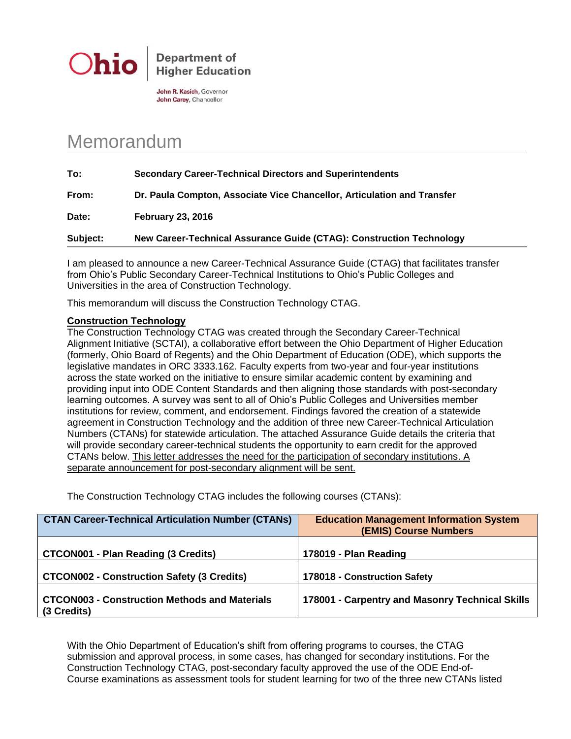**Ohio** | Department of Higher Education

**John R. Kasich**, Governor
**John Carey**, Chancellor

# Memorandum

| | |
|---|---|
| **To:** | **Secondary Career-Technical Directors and Superintendents** |
| **From:** | **Dr. Paula Compton, Associate Vice Chancellor, Articulation and Transfer** |
| **Date:** | **February 23, 2016** |
| **Subject:** | **New Career-Technical Assurance Guide (CTAG): Construction Technology** |

I am pleased to announce a new Career-Technical Assurance Guide (CTAG) that facilitates transfer from Ohio's Public Secondary Career-Technical Institutions to Ohio's Public Colleges and Universities in the area of Construction Technology.

This memorandum will discuss the Construction Technology CTAG.

**Construction Technology**

The Construction Technology CTAG was created through the Secondary Career-Technical Alignment Initiative (SCTAI), a collaborative effort between the Ohio Department of Higher Education (formerly, Ohio Board of Regents) and the Ohio Department of Education (ODE), which supports the legislative mandates in ORC 3333.162. Faculty experts from two-year and four-year institutions across the state worked on the initiative to ensure similar academic content by examining and providing input into ODE Content Standards and then aligning those standards with post-secondary learning outcomes. A survey was sent to all of Ohio's Public Colleges and Universities member institutions for review, comment, and endorsement. Findings favored the creation of a statewide agreement in Construction Technology and the addition of three new Career-Technical Articulation Numbers (CTANs) for statewide articulation. The attached Assurance Guide details the criteria that will provide secondary career-technical students the opportunity to earn credit for the approved CTANs below. This letter addresses the need for the participation of secondary institutions. A separate announcement for post-secondary alignment will be sent.

The Construction Technology CTAG includes the following courses (CTANs):

| CTAN Career-Technical Articulation Number (CTANs) | Education Management Information System (EMIS) Course Numbers |
|---|---|
| **CTCON001 - Plan Reading (3 Credits)** | **178019 - Plan Reading** |
| **CTCON002 - Construction Safety (3 Credits)** | **178018 - Construction Safety** |
| **CTCON003 - Construction Methods and Materials (3 Credits)** | **178001 - Carpentry and Masonry Technical Skills** |

With the Ohio Department of Education's shift from offering programs to courses, the CTAG submission and approval process, in some cases, has changed for secondary institutions. For the Construction Technology CTAG, post-secondary faculty approved the use of the ODE End-of-Course examinations as assessment tools for student learning for two of the three new CTANs listed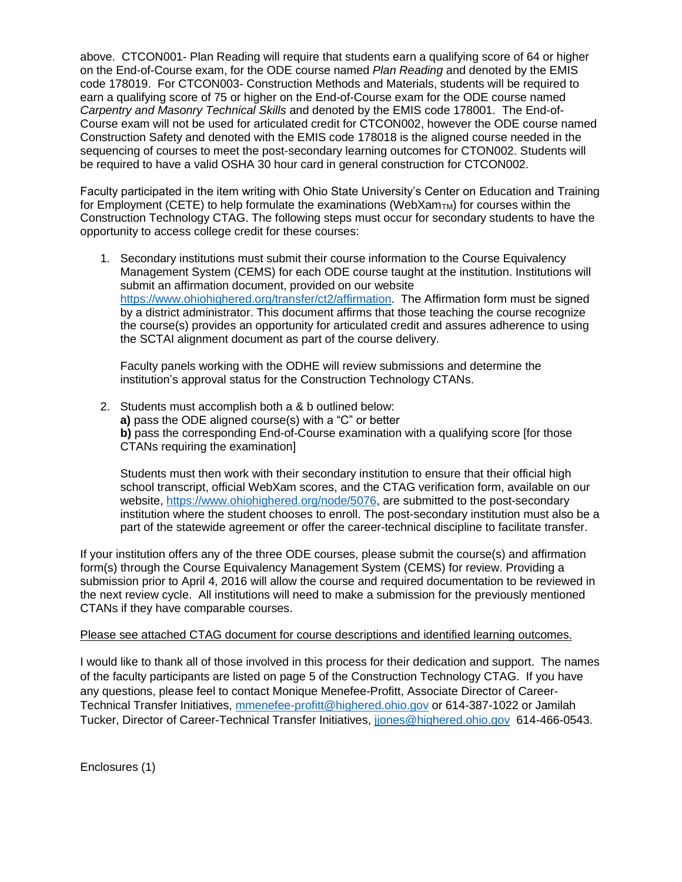above. CTCON001- Plan Reading will require that students earn a qualifying score of 64 or higher on the End-of-Course exam, for the ODE course named *Plan Reading* and denoted by the EMIS code 178019. For CTCON003- Construction Methods and Materials, students will be required to earn a qualifying score of 75 or higher on the End-of-Course exam for the ODE course named *Carpentry and Masonry Technical Skills* and denoted by the EMIS code 178001. The End-of-Course exam will not be used for articulated credit for CTCON002, however the ODE course named Construction Safety and denoted with the EMIS code 178018 is the aligned course needed in the sequencing of courses to meet the post-secondary learning outcomes for CTON002. Students will be required to have a valid OSHA 30 hour card in general construction for CTCON002.

Faculty participated in the item writing with Ohio State University's Center on Education and Training for Employment (CETE) to help formulate the examinations (WebXam$_{TM}$) for courses within the Construction Technology CTAG. The following steps must occur for secondary students to have the opportunity to access college credit for these courses:

1. Secondary institutions must submit their course information to the Course Equivalency Management System (CEMS) for each ODE course taught at the institution. Institutions will submit an affirmation document, provided on our website https://www.ohiohighered.org/transfer/ct2/affirmation. The Affirmation form must be signed by a district administrator. This document affirms that those teaching the course recognize the course(s) provides an opportunity for articulated credit and assures adherence to using the SCTAI alignment document as part of the course delivery.

   Faculty panels working with the ODHE will review submissions and determine the institution's approval status for the Construction Technology CTANs.

2. Students must accomplish both a & b outlined below:
   **a)** pass the ODE aligned course(s) with a "C" or better
   **b)** pass the corresponding End-of-Course examination with a qualifying score [for those CTANs requiring the examination]

   Students must then work with their secondary institution to ensure that their official high school transcript, official WebXam scores, and the CTAG verification form, available on our website, https://www.ohiohighered.org/node/5076, are submitted to the post-secondary institution where the student chooses to enroll. The post-secondary institution must also be a part of the statewide agreement or offer the career-technical discipline to facilitate transfer.

If your institution offers any of the three ODE courses, please submit the course(s) and affirmation form(s) through the Course Equivalency Management System (CEMS) for review. Providing a submission prior to April 4, 2016 will allow the course and required documentation to be reviewed in the next review cycle. All institutions will need to make a submission for the previously mentioned CTANs if they have comparable courses.

<u>Please see attached CTAG document for course descriptions and identified learning outcomes.</u>

I would like to thank all of those involved in this process for their dedication and support. The names of the faculty participants are listed on page 5 of the Construction Technology CTAG. If you have any questions, please feel to contact Monique Menefee-Profitt, Associate Director of Career-Technical Transfer Initiatives, mmenefee-profitt@highered.ohio.gov or 614-387-1022 or Jamilah Tucker, Director of Career-Technical Transfer Initiatives, jjones@highered.ohio.gov 614-466-0543.

Enclosures (1)